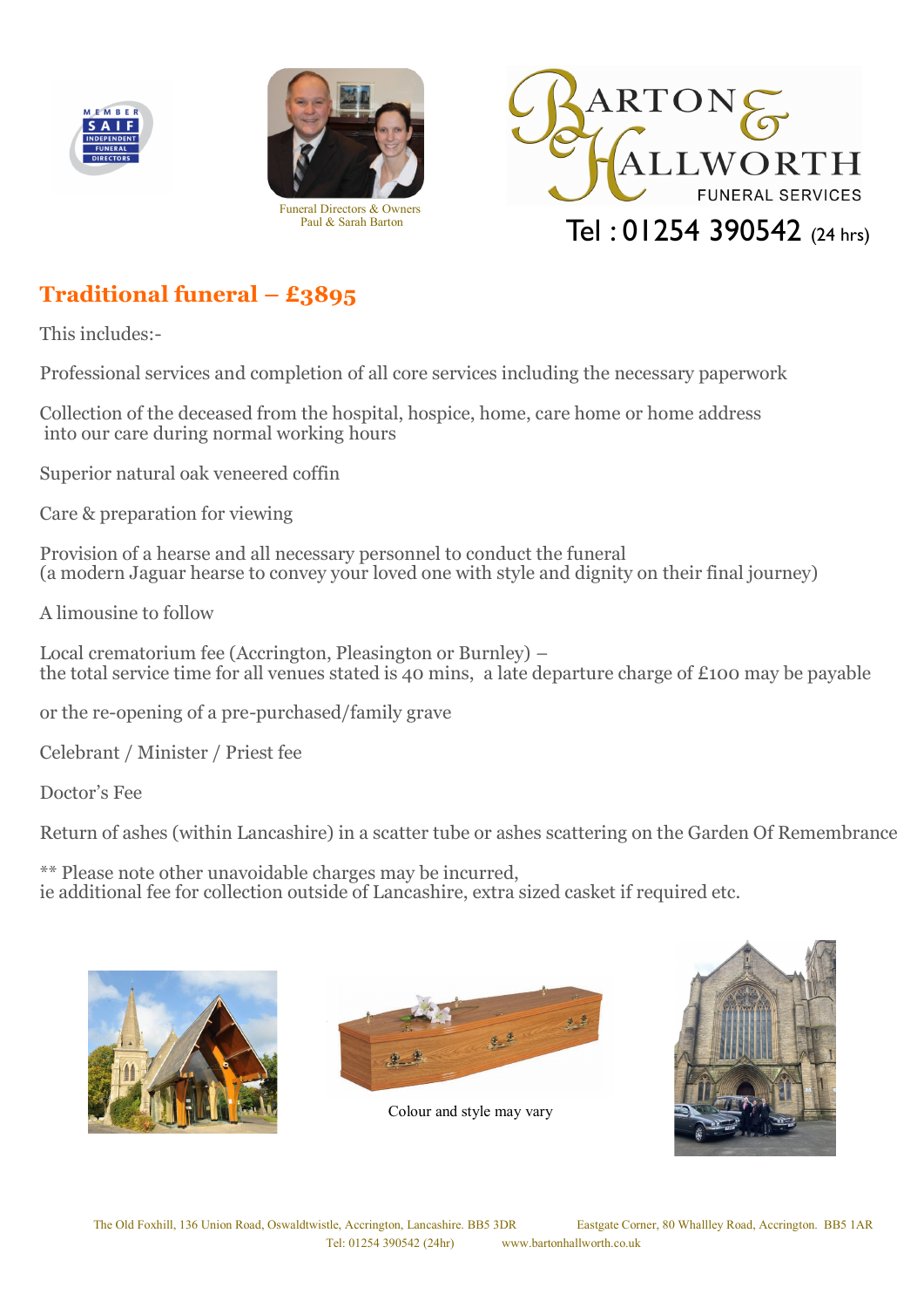Funeral Directors & Owners
Paul & Sarah Barton

BARTON & HALLWORTH FUNERAL SERVICES

Tel : 01254 390542 (24 hrs)

## Traditional funeral – £3895

This includes:-

Professional services and completion of all core services including the necessary paperwork

Collection of the deceased from the hospital, hospice, home, care home or home address into our care during normal working hours

Superior natural oak veneered coffin

Care & preparation for viewing

Provision of a hearse and all necessary personnel to conduct the funeral
(a modern Jaguar hearse to convey your loved one with style and dignity on their final journey)

A limousine to follow

Local crematorium fee (Accrington, Pleasington or Burnley) –
the total service time for all venues stated is 40 mins, a late departure charge of £100 may be payable

or the re-opening of a pre-purchased/family grave

Celebrant / Minister / Priest fee

Doctor's Fee

Return of ashes (within Lancashire) in a scatter tube or ashes scattering on the Garden Of Remembrance

** Please note other unavoidable charges may be incurred,
ie additional fee for collection outside of Lancashire, extra sized casket if required etc.

Colour and style may vary

The Old Foxhill, 136 Union Road, Oswaldtwistle, Accrington, Lancashire. BB5 3DR  Eastgate Corner, 80 Whallley Road, Accrington. BB5 1AR
Tel: 01254 390542 (24hr)  www.bartonhallworth.co.uk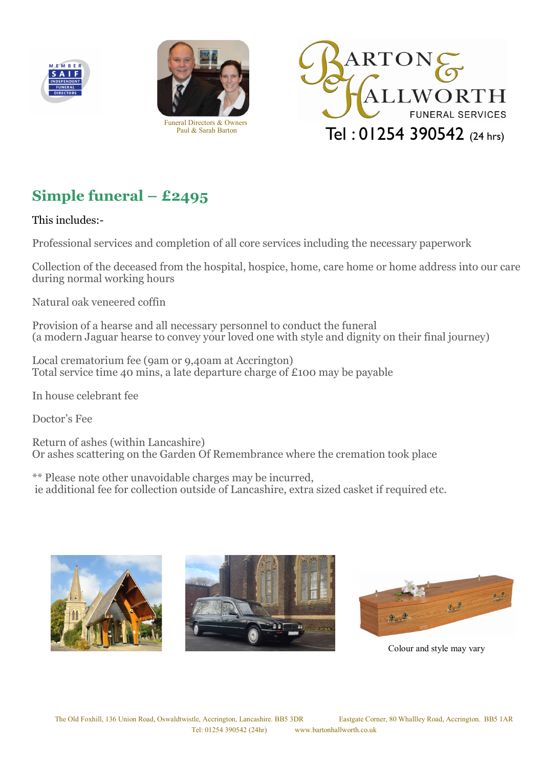Funeral Directors & Owners
Paul & Sarah Barton

BARTON & HALLWORTH
FUNERAL SERVICES

Tel : 01254 390542 (24 hrs)

## Simple funeral – £2495

This includes:-

Professional services and completion of all core services including the necessary paperwork

Collection of the deceased from the hospital, hospice, home, care home or home address into our care during normal working hours

Natural oak veneered coffin

Provision of a hearse and all necessary personnel to conduct the funeral
(a modern Jaguar hearse to convey your loved one with style and dignity on their final journey)

Local crematorium fee (9am or 9,40am at Accrington)
Total service time 40 mins, a late departure charge of £100 may be payable

In house celebrant fee

Doctor's Fee

Return of ashes (within Lancashire)
Or ashes scattering on the Garden Of Remembrance where the cremation took place

** Please note other unavoidable charges may be incurred,
ie additional fee for collection outside of Lancashire, extra sized casket if required etc.

Colour and style may vary

The Old Foxhill, 136 Union Road, Oswaldtwistle, Accrington, Lancashire. BB5 3DR Eastgate Corner, 80 Whallley Road, Accrington. BB5 1AR
Tel: 01254 390542 (24hr) www.bartonhallworth.co.uk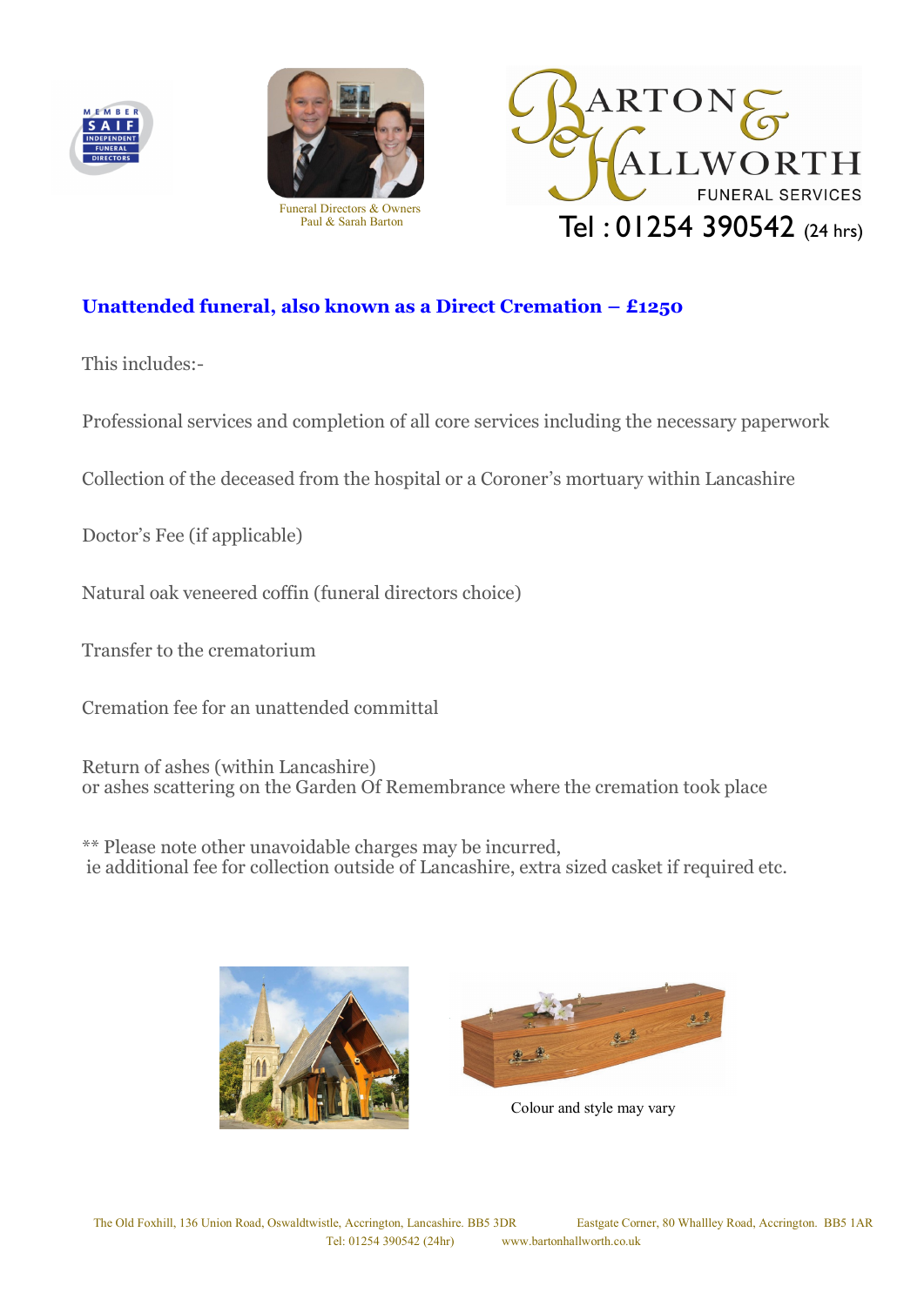Funeral Directors & Owners
Paul & Sarah Barton

# Barton & Hallworth Funeral Services

Tel : 01254 390542 (24 hrs)

## Unattended funeral, also known as a Direct Cremation – £1250

This includes:-

Professional services and completion of all core services including the necessary paperwork

Collection of the deceased from the hospital or a Coroner's mortuary within Lancashire

Doctor's Fee (if applicable)

Natural oak veneered coffin (funeral directors choice)

Transfer to the crematorium

Cremation fee for an unattended committal

Return of ashes (within Lancashire)
or ashes scattering on the Garden Of Remembrance where the cremation took place

** Please note other unavoidable charges may be incurred,
ie additional fee for collection outside of Lancashire, extra sized casket if required etc.

Colour and style may vary

The Old Foxhill, 136 Union Road, Oswaldtwistle, Accrington, Lancashire. BB5 3DR    Eastgate Corner, 80 Whallley Road, Accrington. BB5 1AR
Tel: 01254 390542 (24hr)    www.bartonhallworth.co.uk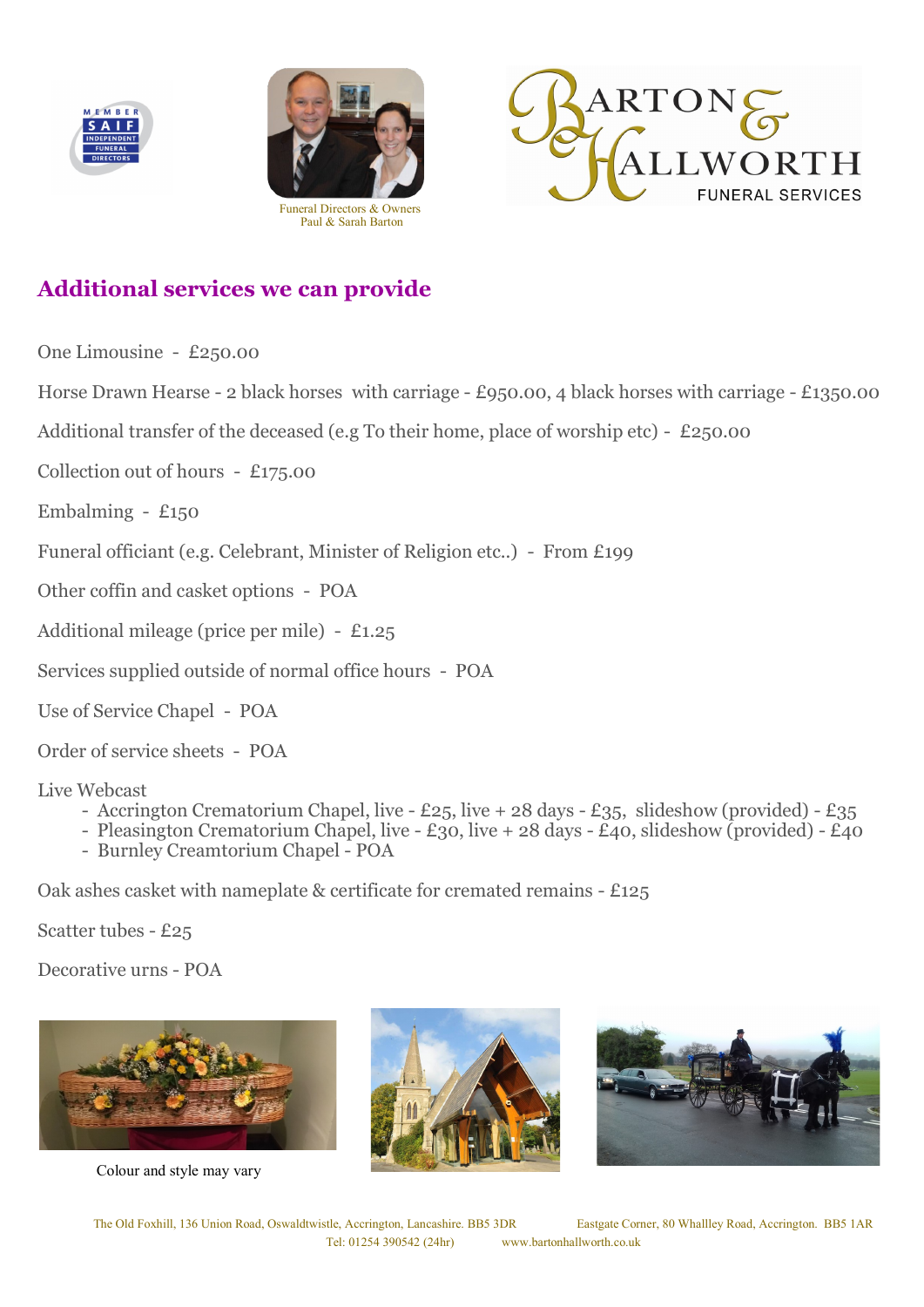Funeral Directors & Owners
Paul & Sarah Barton

BARTON & HALLWORTH
FUNERAL SERVICES

## Additional services we can provide

One Limousine - £250.00

Horse Drawn Hearse - 2 black horses with carriage - £950.00, 4 black horses with carriage - £1350.00

Additional transfer of the deceased (e.g To their home, place of worship etc) - £250.00

Collection out of hours - £175.00

Embalming - £150

Funeral officiant (e.g. Celebrant, Minister of Religion etc..) - From £199

Other coffin and casket options - POA

Additional mileage (price per mile) - £1.25

Services supplied outside of normal office hours - POA

Use of Service Chapel - POA

Order of service sheets - POA

Live Webcast

- Accrington Crematorium Chapel, live - £25, live + 28 days - £35, slideshow (provided) - £35
- Pleasington Crematorium Chapel, live - £30, live + 28 days - £40, slideshow (provided) - £40
- Burnley Creamtorium Chapel - POA

Oak ashes casket with nameplate & certificate for cremated remains - £125

Scatter tubes - £25

Decorative urns - POA

Colour and style may vary

The Old Foxhill, 136 Union Road, Oswaldtwistle, Accrington, Lancashire. BB5 3DR Eastgate Corner, 80 Whallley Road, Accrington. BB5 1AR
Tel: 01254 390542 (24hr) www.bartonhallworth.co.uk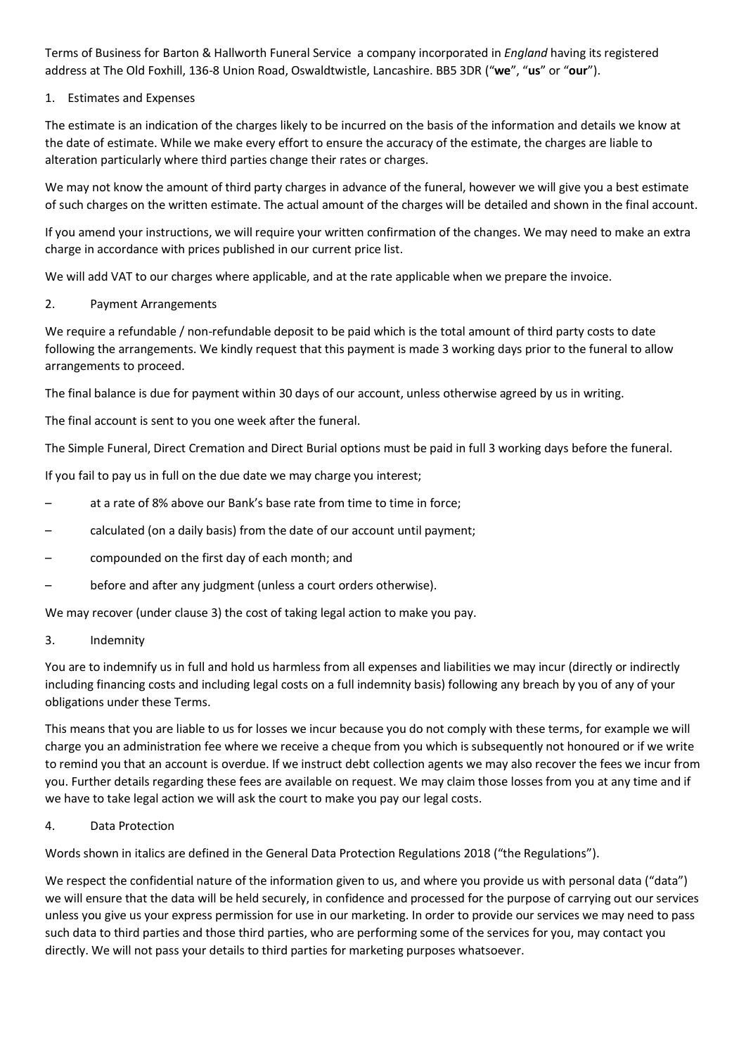Terms of Business for Barton & Hallworth Funeral Service a company incorporated in *England* having its registered address at The Old Foxhill, 136-8 Union Road, Oswaldtwistle, Lancashire. BB5 3DR ("**we**", "**us**" or "**our**").

1. Estimates and Expenses

The estimate is an indication of the charges likely to be incurred on the basis of the information and details we know at the date of estimate. While we make every effort to ensure the accuracy of the estimate, the charges are liable to alteration particularly where third parties change their rates or charges.

We may not know the amount of third party charges in advance of the funeral, however we will give you a best estimate of such charges on the written estimate. The actual amount of the charges will be detailed and shown in the final account.

If you amend your instructions, we will require your written confirmation of the changes. We may need to make an extra charge in accordance with prices published in our current price list.

We will add VAT to our charges where applicable, and at the rate applicable when we prepare the invoice.

2. Payment Arrangements

We require a refundable / non-refundable deposit to be paid which is the total amount of third party costs to date following the arrangements. We kindly request that this payment is made 3 working days prior to the funeral to allow arrangements to proceed.

The final balance is due for payment within 30 days of our account, unless otherwise agreed by us in writing.

The final account is sent to you one week after the funeral.

The Simple Funeral, Direct Cremation and Direct Burial options must be paid in full 3 working days before the funeral.

If you fail to pay us in full on the due date we may charge you interest;

- at a rate of 8% above our Bank's base rate from time to time in force;
- calculated (on a daily basis) from the date of our account until payment;
- compounded on the first day of each month; and
- before and after any judgment (unless a court orders otherwise).

We may recover (under clause 3) the cost of taking legal action to make you pay.

3. Indemnity

You are to indemnify us in full and hold us harmless from all expenses and liabilities we may incur (directly or indirectly including financing costs and including legal costs on a full indemnity basis) following any breach by you of any of your obligations under these Terms.

This means that you are liable to us for losses we incur because you do not comply with these terms, for example we will charge you an administration fee where we receive a cheque from you which is subsequently not honoured or if we write to remind you that an account is overdue. If we instruct debt collection agents we may also recover the fees we incur from you. Further details regarding these fees are available on request. We may claim those losses from you at any time and if we have to take legal action we will ask the court to make you pay our legal costs.

4. Data Protection

Words shown in italics are defined in the General Data Protection Regulations 2018 ("the Regulations").

We respect the confidential nature of the information given to us, and where you provide us with personal data ("data") we will ensure that the data will be held securely, in confidence and processed for the purpose of carrying out our services unless you give us your express permission for use in our marketing. In order to provide our services we may need to pass such data to third parties and those third parties, who are performing some of the services for you, may contact you directly. We will not pass your details to third parties for marketing purposes whatsoever.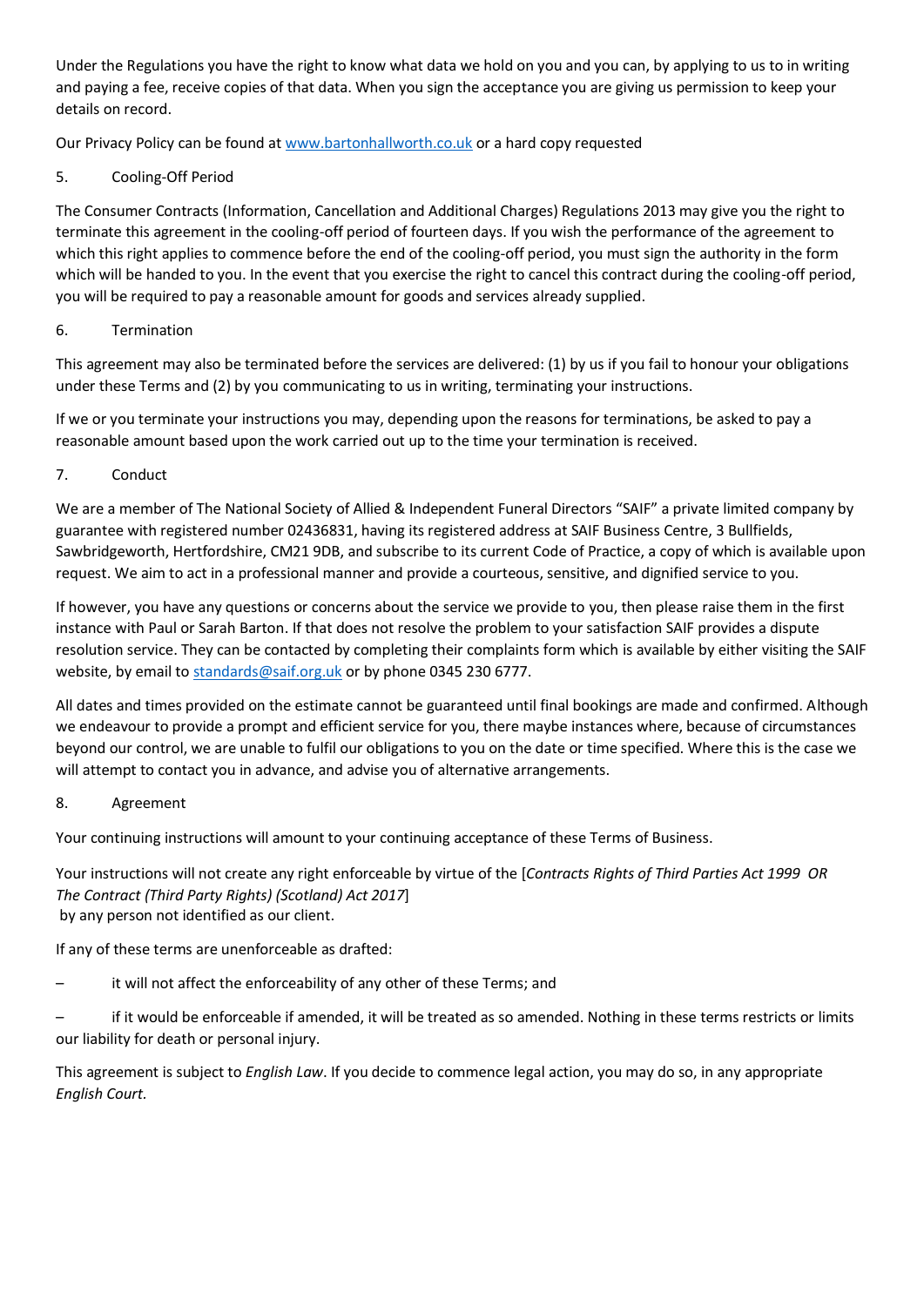Under the Regulations you have the right to know what data we hold on you and you can, by applying to us to in writing and paying a fee, receive copies of that data. When you sign the acceptance you are giving us permission to keep your details on record.

Our Privacy Policy can be found at [www.bartonhallworth.co.uk](http://www.bartonhallworth.co.uk) or a hard copy requested

## 5. Cooling-Off Period

The Consumer Contracts (Information, Cancellation and Additional Charges) Regulations 2013 may give you the right to terminate this agreement in the cooling-off period of fourteen days. If you wish the performance of the agreement to which this right applies to commence before the end of the cooling-off period, you must sign the authority in the form which will be handed to you. In the event that you exercise the right to cancel this contract during the cooling-off period, you will be required to pay a reasonable amount for goods and services already supplied.

## 6. Termination

This agreement may also be terminated before the services are delivered: (1) by us if you fail to honour your obligations under these Terms and (2) by you communicating to us in writing, terminating your instructions.

If we or you terminate your instructions you may, depending upon the reasons for terminations, be asked to pay a reasonable amount based upon the work carried out up to the time your termination is received.

## 7. Conduct

We are a member of The National Society of Allied & Independent Funeral Directors "SAIF" a private limited company by guarantee with registered number 02436831, having its registered address at SAIF Business Centre, 3 Bullfields, Sawbridgeworth, Hertfordshire, CM21 9DB, and subscribe to its current Code of Practice, a copy of which is available upon request. We aim to act in a professional manner and provide a courteous, sensitive, and dignified service to you.

If however, you have any questions or concerns about the service we provide to you, then please raise them in the first instance with Paul or Sarah Barton. If that does not resolve the problem to your satisfaction SAIF provides a dispute resolution service. They can be contacted by completing their complaints form which is available by either visiting the SAIF website, by email to [standards@saif.org.uk](mailto:standards@saif.org.uk) or by phone 0345 230 6777.

All dates and times provided on the estimate cannot be guaranteed until final bookings are made and confirmed. Although we endeavour to provide a prompt and efficient service for you, there maybe instances where, because of circumstances beyond our control, we are unable to fulfil our obligations to you on the date or time specified. Where this is the case we will attempt to contact you in advance, and advise you of alternative arrangements.

## 8. Agreement

Your continuing instructions will amount to your continuing acceptance of these Terms of Business.

Your instructions will not create any right enforceable by virtue of the [*Contracts Rights of Third Parties Act 1999 OR The Contract (Third Party Rights) (Scotland) Act 2017*] by any person not identified as our client.

If any of these terms are unenforceable as drafted:

– it will not affect the enforceability of any other of these Terms; and

– if it would be enforceable if amended, it will be treated as so amended. Nothing in these terms restricts or limits our liability for death or personal injury.

This agreement is subject to *English Law*. If you decide to commence legal action, you may do so, in any appropriate *English Court.*